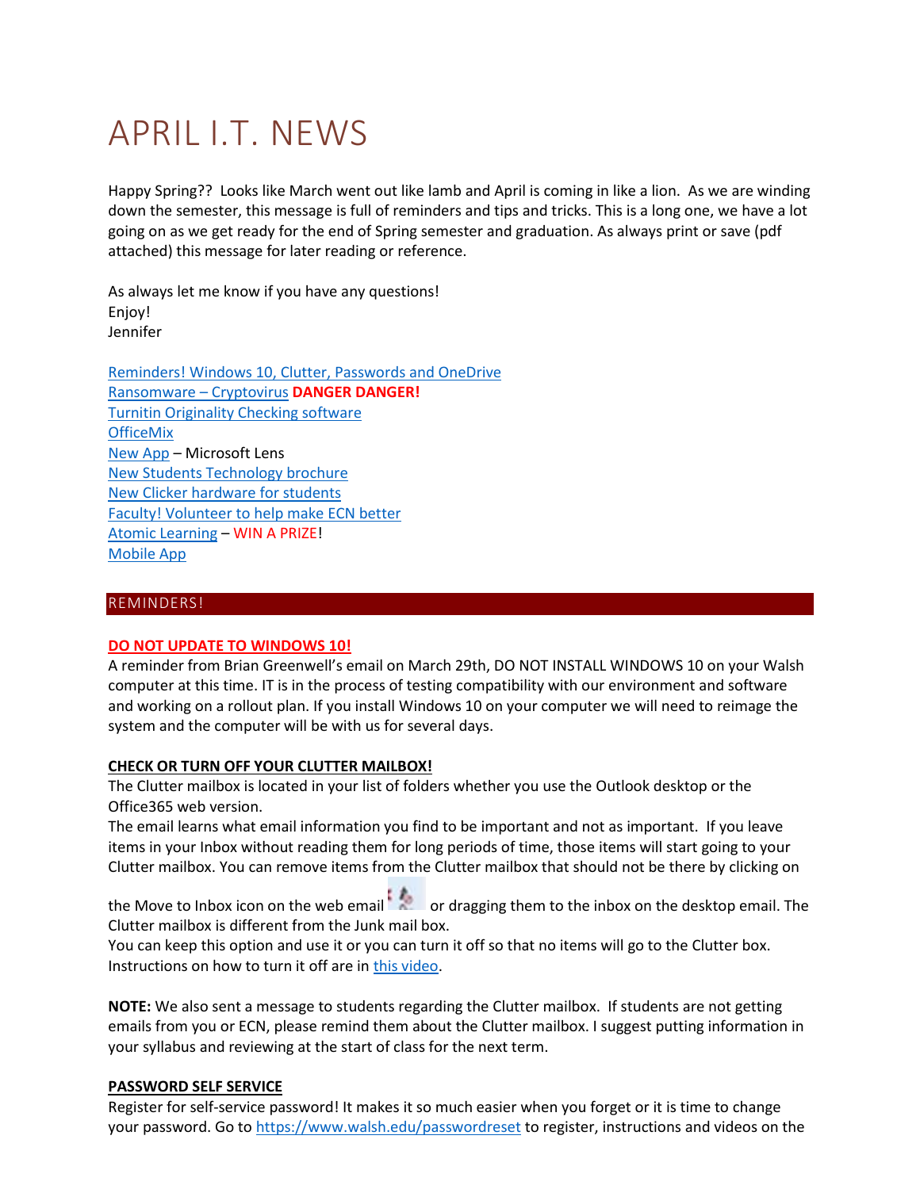# APRIL I.T. NEWS

Happy Spring?? Looks like March went out like lamb and April is coming in like a lion. As we are winding down the semester, this message is full of reminders and tips and tricks. This is a long one, we have a lot going on as we get ready for the end of Spring semester and graduation. As always print or save (pdf attached) this message for later reading or reference.

As always let me know if you have any questions!
Enjoy!
Jennifer

[Reminders! Windows 10, Clutter, Passwords and OneDrive]
[Ransomware – Cryptovirus] **DANGER DANGER!**
[Turnitin Originality Checking software]
[OfficeMix]
[New App] – Microsoft Lens
[New Students Technology brochure]
[New Clicker hardware for students]
[Faculty! Volunteer to help make ECN better]
[Atomic Learning] – WIN A PRIZE!
[Mobile App]

## REMINDERS!

**DO NOT UPDATE TO WINDOWS 10!**

A reminder from Brian Greenwell's email on March 29th, DO NOT INSTALL WINDOWS 10 on your Walsh computer at this time. IT is in the process of testing compatibility with our environment and software and working on a rollout plan. If you install Windows 10 on your computer we will need to reimage the system and the computer will be with us for several days.

**CHECK OR TURN OFF YOUR CLUTTER MAILBOX!**

The Clutter mailbox is located in your list of folders whether you use the Outlook desktop or the Office365 web version.

The email learns what email information you find to be important and not as important. If you leave items in your Inbox without reading them for long periods of time, those items will start going to your Clutter mailbox. You can remove items from the Clutter mailbox that should not be there by clicking on the Move to Inbox icon on the web email or dragging them to the inbox on the desktop email. The Clutter mailbox is different from the Junk mail box.

You can keep this option and use it or you can turn it off so that no items will go to the Clutter box. Instructions on how to turn it off are in [this video].

**NOTE:** We also sent a message to students regarding the Clutter mailbox. If students are not getting emails from you or ECN, please remind them about the Clutter mailbox. I suggest putting information in your syllabus and reviewing at the start of class for the next term.

**PASSWORD SELF SERVICE**

Register for self-service password! It makes it so much easier when you forget or it is time to change your password. Go to https://www.walsh.edu/passwordreset to register, instructions and videos on the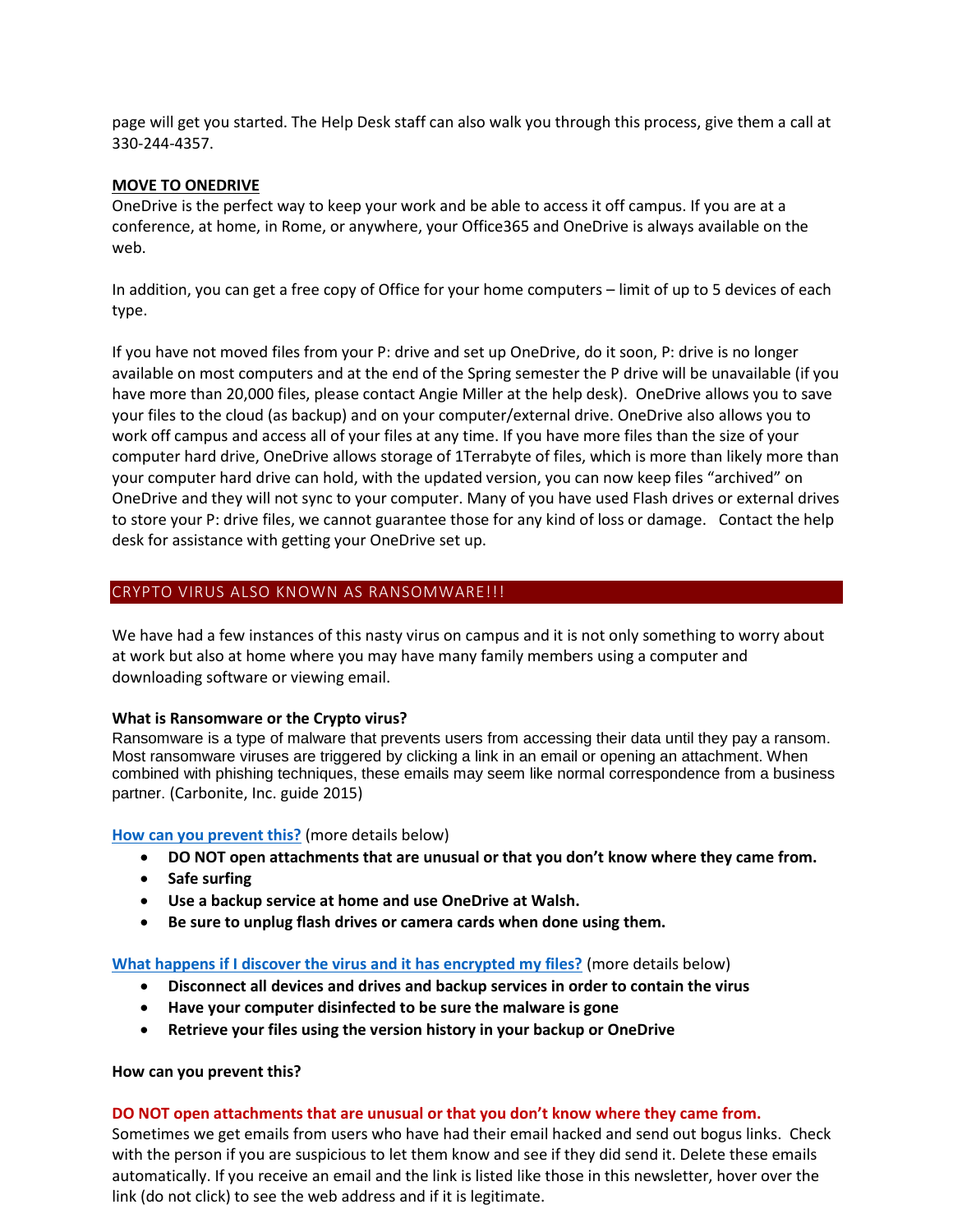page will get you started. The Help Desk staff can also walk you through this process, give them a call at 330-244-4357.

**MOVE TO ONEDRIVE**

OneDrive is the perfect way to keep your work and be able to access it off campus. If you are at a conference, at home, in Rome, or anywhere, your Office365 and OneDrive is always available on the web.

In addition, you can get a free copy of Office for your home computers – limit of up to 5 devices of each type.

If you have not moved files from your P: drive and set up OneDrive, do it soon, P: drive is no longer available on most computers and at the end of the Spring semester the P drive will be unavailable (if you have more than 20,000 files, please contact Angie Miller at the help desk). OneDrive allows you to save your files to the cloud (as backup) and on your computer/external drive. OneDrive also allows you to work off campus and access all of your files at any time. If you have more files than the size of your computer hard drive, OneDrive allows storage of 1Terrabyte of files, which is more than likely more than your computer hard drive can hold, with the updated version, you can now keep files "archived" on OneDrive and they will not sync to your computer. Many of you have used Flash drives or external drives to store your P: drive files, we cannot guarantee those for any kind of loss or damage. Contact the help desk for assistance with getting your OneDrive set up.

## CRYPTO VIRUS ALSO KNOWN AS RANSOMWARE!!!

We have had a few instances of this nasty virus on campus and it is not only something to worry about at work but also at home where you may have many family members using a computer and downloading software or viewing email.

**What is Ransomware or the Crypto virus?**

Ransomware is a type of malware that prevents users from accessing their data until they pay a ransom. Most ransomware viruses are triggered by clicking a link in an email or opening an attachment. When combined with phishing techniques, these emails may seem like normal correspondence from a business partner. (Carbonite, Inc. guide 2015)

How can you prevent this? (more details below)

- **DO NOT open attachments that are unusual or that you don't know where they came from.**
- **Safe surfing**
- **Use a backup service at home and use OneDrive at Walsh.**
- **Be sure to unplug flash drives or camera cards when done using them.**

What happens if I discover the virus and it has encrypted my files? (more details below)

- **Disconnect all devices and drives and backup services in order to contain the virus**
- **Have your computer disinfected to be sure the malware is gone**
- **Retrieve your files using the version history in your backup or OneDrive**

**How can you prevent this?**

**DO NOT open attachments that are unusual or that you don't know where they came from.**

Sometimes we get emails from users who have had their email hacked and send out bogus links. Check with the person if you are suspicious to let them know and see if they did send it. Delete these emails automatically. If you receive an email and the link is listed like those in this newsletter, hover over the link (do not click) to see the web address and if it is legitimate.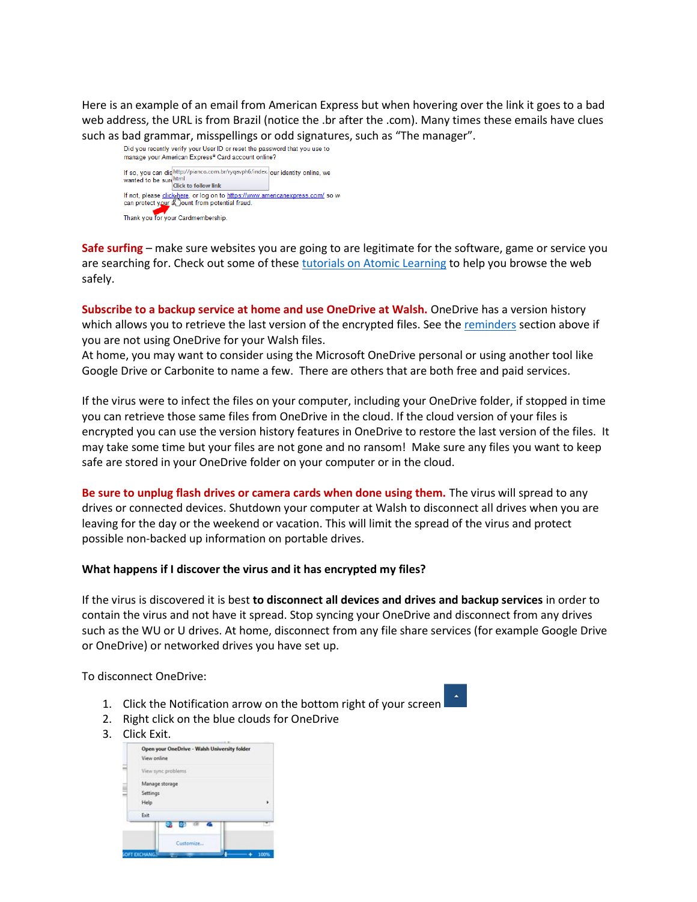Here is an example of an email from American Express but when hovering over the link it goes to a bad web address, the URL is from Brazil (notice the .br after the .com). Many times these emails have clues such as bad grammar, misspellings or odd signatures, such as "The manager".

**Safe surfing** – make sure websites you are going to are legitimate for the software, game or service you are searching for. Check out some of these tutorials on Atomic Learning to help you browse the web safely.

**Subscribe to a backup service at home and use OneDrive at Walsh.** OneDrive has a version history which allows you to retrieve the last version of the encrypted files. See the reminders section above if you are not using OneDrive for your Walsh files.
At home, you may want to consider using the Microsoft OneDrive personal or using another tool like Google Drive or Carbonite to name a few. There are others that are both free and paid services.

If the virus were to infect the files on your computer, including your OneDrive folder, if stopped in time you can retrieve those same files from OneDrive in the cloud. If the cloud version of your files is encrypted you can use the version history features in OneDrive to restore the last version of the files. It may take some time but your files are not gone and no ransom! Make sure any files you want to keep safe are stored in your OneDrive folder on your computer or in the cloud.

**Be sure to unplug flash drives or camera cards when done using them.** The virus will spread to any drives or connected devices. Shutdown your computer at Walsh to disconnect all drives when you are leaving for the day or the weekend or vacation. This will limit the spread of the virus and protect possible non-backed up information on portable drives.

**What happens if I discover the virus and it has encrypted my files?**

If the virus is discovered it is best **to disconnect all devices and drives and backup services** in order to contain the virus and not have it spread. Stop syncing your OneDrive and disconnect from any drives such as the WU or U drives. At home, disconnect from any file share services (for example Google Drive or OneDrive) or networked drives you have set up.

To disconnect OneDrive:

1. Click the Notification arrow on the bottom right of your screen
2. Right click on the blue clouds for OneDrive
3. Click Exit.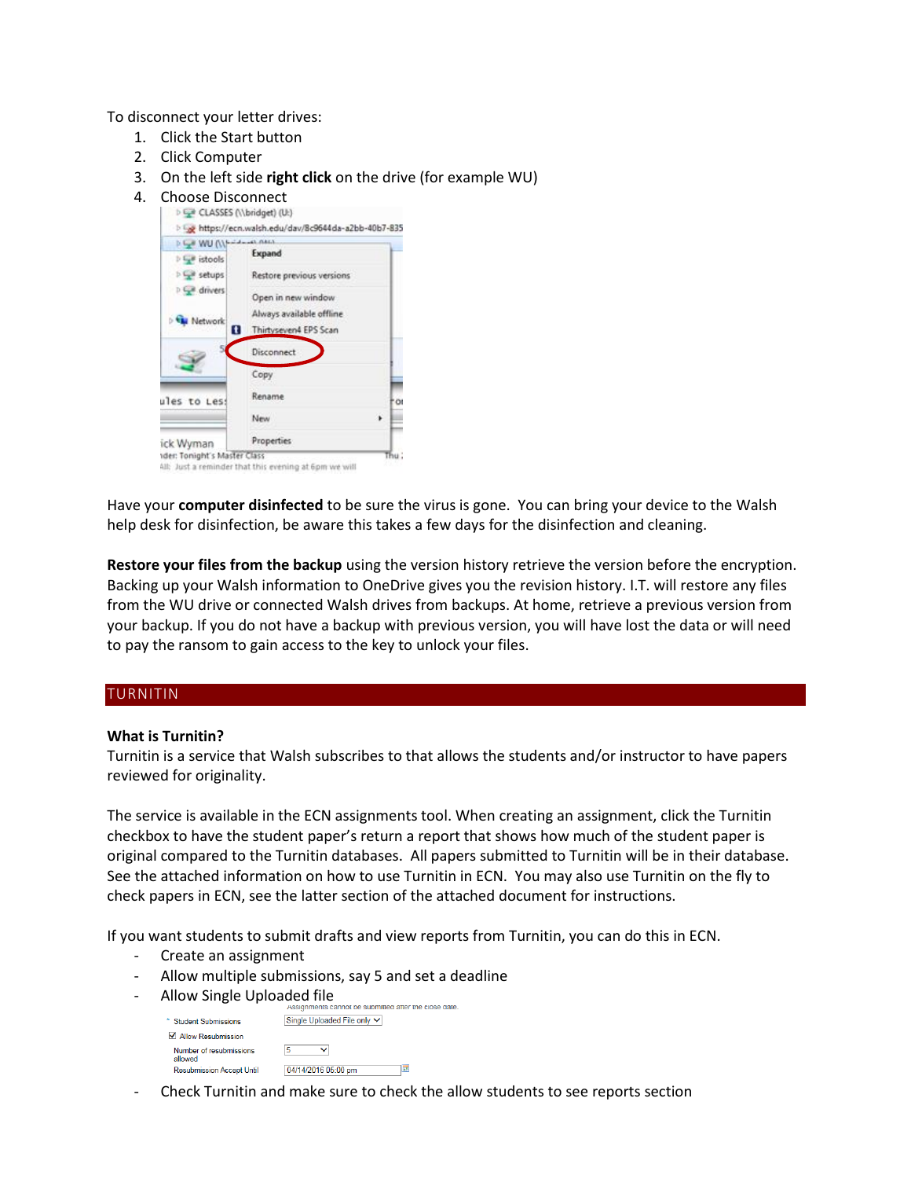To disconnect your letter drives:

1. Click the Start button
2. Click Computer
3. On the left side **right click** on the drive (for example WU)
4. Choose Disconnect

Have your **computer disinfected** to be sure the virus is gone. You can bring your device to the Walsh help desk for disinfection, be aware this takes a few days for the disinfection and cleaning.

**Restore your files from the backup** using the version history retrieve the version before the encryption. Backing up your Walsh information to OneDrive gives you the revision history. I.T. will restore any files from the WU drive or connected Walsh drives from backups. At home, retrieve a previous version from your backup. If you do not have a backup with previous version, you will have lost the data or will need to pay the ransom to gain access to the key to unlock your files.

## TURNITIN

**What is Turnitin?**

Turnitin is a service that Walsh subscribes to that allows the students and/or instructor to have papers reviewed for originality.

The service is available in the ECN assignments tool. When creating an assignment, click the Turnitin checkbox to have the student paper's return a report that shows how much of the student paper is original compared to the Turnitin databases. All papers submitted to Turnitin will be in their database. See the attached information on how to use Turnitin in ECN. You may also use Turnitin on the fly to check papers in ECN, see the latter section of the attached document for instructions.

If you want students to submit drafts and view reports from Turnitin, you can do this in ECN.

- Create an assignment
- Allow multiple submissions, say 5 and set a deadline
- Allow Single Uploaded file
- Check Turnitin and make sure to check the allow students to see reports section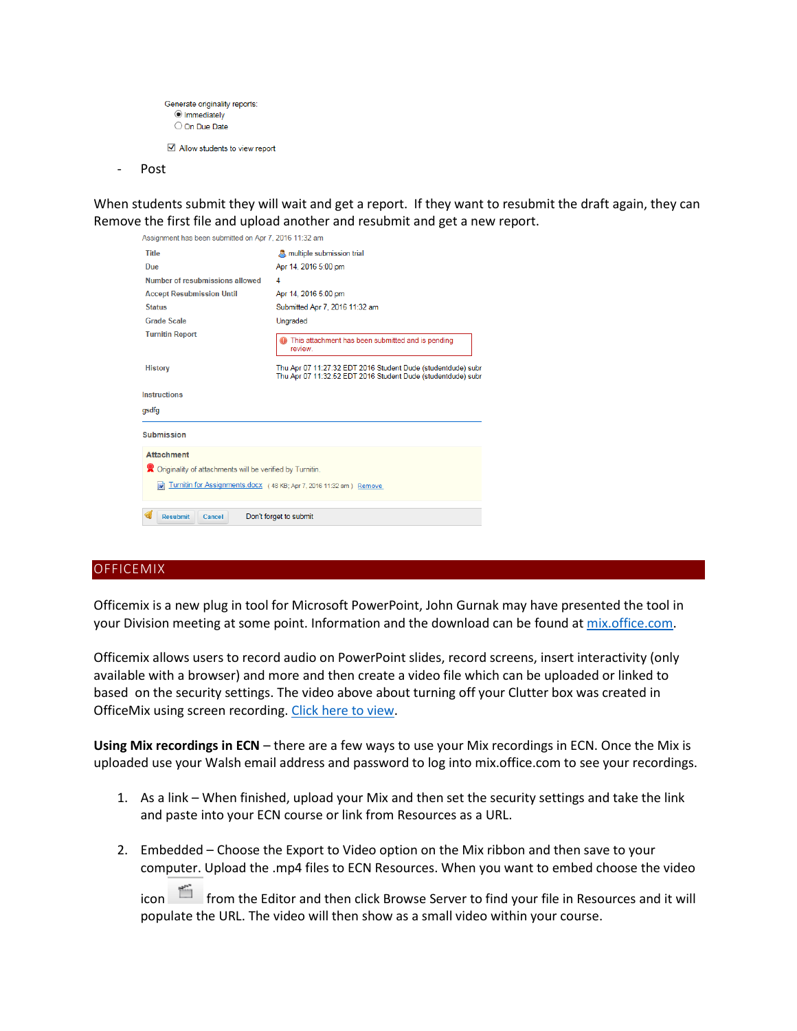Generate originality reports:
- ◉ Immediately
- ○ On Due Date

☑ Allow students to view report

- Post

When students submit they will wait and get a report. If they want to resubmit the draft again, they can Remove the first file and upload another and resubmit and get a new report.

Assignment has been submitted on Apr 7, 2016 11:32 am

| | |
|---|---|
| Title | multiple submission trial |
| Due | Apr 14, 2016 5:00 pm |
| Number of resubmissions allowed | 4 |
| Accept Resubmission Until | Apr 14, 2016 5:00 pm |
| Status | Submitted Apr 7, 2016 11:32 am |
| Grade Scale | Ungraded |
| Turnitin Report | This attachment has been submitted and is pending review. |
| History | Thu Apr 07 11:27:32 EDT 2016 Student Dude (studentdude) subr<br>Thu Apr 07 11:32:52 EDT 2016 Student Dude (studentdude) subr |

Instructions

gsdfg

Submission

Attachment

Originality of attachments will be verified by Turnitin.

Turnitin for Assignments.docx (48 KB; Apr 7, 2016 11:32 am) Remove

Resubmit | Cancel | Don't forget to submit

## OFFICEMIX

Officemix is a new plug in tool for Microsoft PowerPoint, John Gurnak may have presented the tool in your Division meeting at some point. Information and the download can be found at [mix.office.com](mix.office.com).

Officemix allows users to record audio on PowerPoint slides, record screens, insert interactivity (only available with a browser) and more and then create a video file which can be uploaded or linked to based on the security settings. The video above about turning off your Clutter box was created in OfficeMix using screen recording. [Click here to view](#).

**Using Mix recordings in ECN** – there are a few ways to use your Mix recordings in ECN. Once the Mix is uploaded use your Walsh email address and password to log into mix.office.com to see your recordings.

1. As a link – When finished, upload your Mix and then set the security settings and take the link and paste into your ECN course or link from Resources as a URL.

2. Embedded – Choose the Export to Video option on the Mix ribbon and then save to your computer. Upload the .mp4 files to ECN Resources. When you want to embed choose the video icon from the Editor and then click Browse Server to find your file in Resources and it will populate the URL. The video will then show as a small video within your course.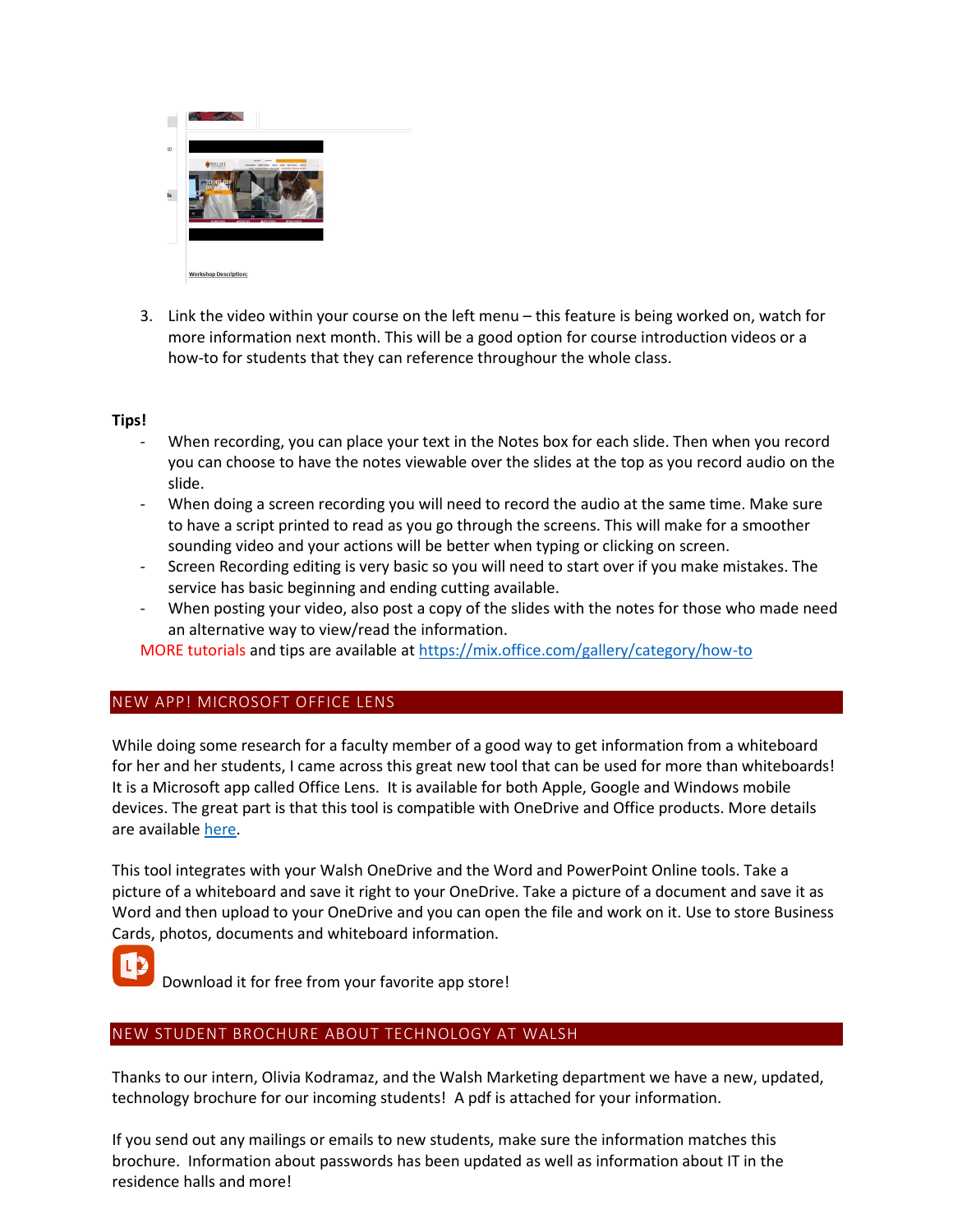3. Link the video within your course on the left menu – this feature is being worked on, watch for more information next month. This will be a good option for course introduction videos or a how-to for students that they can reference throughour the whole class.

**Tips!**

- When recording, you can place your text in the Notes box for each slide. Then when you record you can choose to have the notes viewable over the slides at the top as you record audio on the slide.
- When doing a screen recording you will need to record the audio at the same time. Make sure to have a script printed to read as you go through the screens. This will make for a smoother sounding video and your actions will be better when typing or clicking on screen.
- Screen Recording editing is very basic so you will need to start over if you make mistakes. The service has basic beginning and ending cutting available.
- When posting your video, also post a copy of the slides with the notes for those who made need an alternative way to view/read the information.

MORE tutorials and tips are available at https://mix.office.com/gallery/category/how-to

## NEW APP! MICROSOFT OFFICE LENS

While doing some research for a faculty member of a good way to get information from a whiteboard for her and her students, I came across this great new tool that can be used for more than whiteboards! It is a Microsoft app called Office Lens. It is available for both Apple, Google and Windows mobile devices. The great part is that this tool is compatible with OneDrive and Office products. More details are available here.

This tool integrates with your Walsh OneDrive and the Word and PowerPoint Online tools. Take a picture of a whiteboard and save it right to your OneDrive. Take a picture of a document and save it as Word and then upload to your OneDrive and you can open the file and work on it. Use to store Business Cards, photos, documents and whiteboard information.

Download it for free from your favorite app store!

## NEW STUDENT BROCHURE ABOUT TECHNOLOGY AT WALSH

Thanks to our intern, Olivia Kodramaz, and the Walsh Marketing department we have a new, updated, technology brochure for our incoming students! A pdf is attached for your information.

If you send out any mailings or emails to new students, make sure the information matches this brochure. Information about passwords has been updated as well as information about IT in the residence halls and more!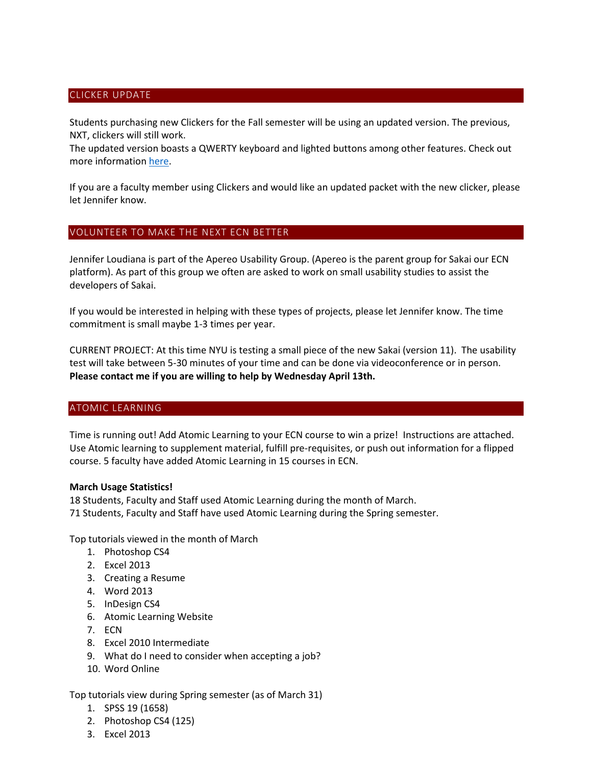## CLICKER UPDATE

Students purchasing new Clickers for the Fall semester will be using an updated version. The previous, NXT, clickers will still work.
The updated version boasts a QWERTY keyboard and lighted buttons among other features. Check out more information here.

If you are a faculty member using Clickers and would like an updated packet with the new clicker, please let Jennifer know.

## VOLUNTEER TO MAKE THE NEXT ECN BETTER

Jennifer Loudiana is part of the Apereo Usability Group. (Apereo is the parent group for Sakai our ECN platform). As part of this group we often are asked to work on small usability studies to assist the developers of Sakai.

If you would be interested in helping with these types of projects, please let Jennifer know. The time commitment is small maybe 1-3 times per year.

CURRENT PROJECT: At this time NYU is testing a small piece of the new Sakai (version 11). The usability test will take between 5-30 minutes of your time and can be done via videoconference or in person. **Please contact me if you are willing to help by Wednesday April 13th.**

## ATOMIC LEARNING

Time is running out! Add Atomic Learning to your ECN course to win a prize! Instructions are attached. Use Atomic learning to supplement material, fulfill pre-requisites, or push out information for a flipped course. 5 faculty have added Atomic Learning in 15 courses in ECN.

**March Usage Statistics!**
18 Students, Faculty and Staff used Atomic Learning during the month of March.
71 Students, Faculty and Staff have used Atomic Learning during the Spring semester.

Top tutorials viewed in the month of March

1. Photoshop CS4
2. Excel 2013
3. Creating a Resume
4. Word 2013
5. InDesign CS4
6. Atomic Learning Website
7. ECN
8. Excel 2010 Intermediate
9. What do I need to consider when accepting a job?
10. Word Online

Top tutorials view during Spring semester (as of March 31)

1. SPSS 19 (1658)
2. Photoshop CS4 (125)
3. Excel 2013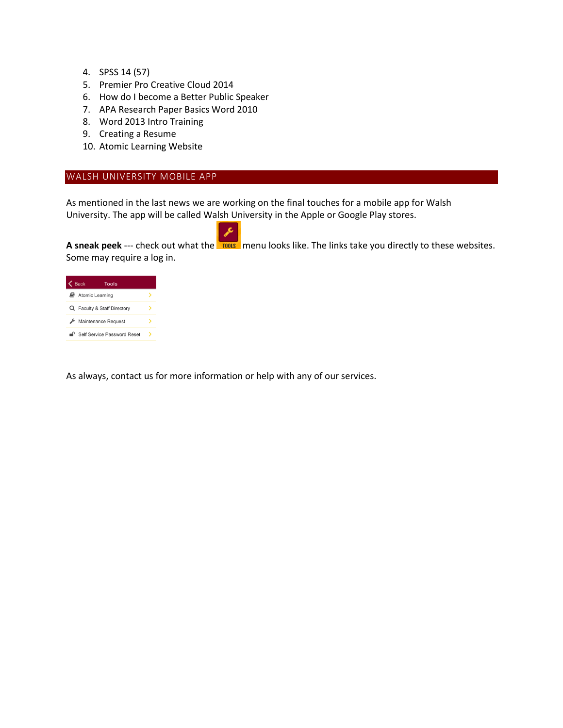4. SPSS 14 (57)
5. Premier Pro Creative Cloud 2014
6. How do I become a Better Public Speaker
7. APA Research Paper Basics Word 2010
8. Word 2013 Intro Training
9. Creating a Resume
10. Atomic Learning Website

## WALSH UNIVERSITY MOBILE APP

As mentioned in the last news we are working on the final touches for a mobile app for Walsh University. The app will be called Walsh University in the Apple or Google Play stores.

**A sneak peek** --- check out what the TOOLS menu looks like. The links take you directly to these websites. Some may require a log in.

Back Tools

Atomic Learning

Faculty & Staff Directory

Maintenance Request

Self Service Password Reset

As always, contact us for more information or help with any of our services.